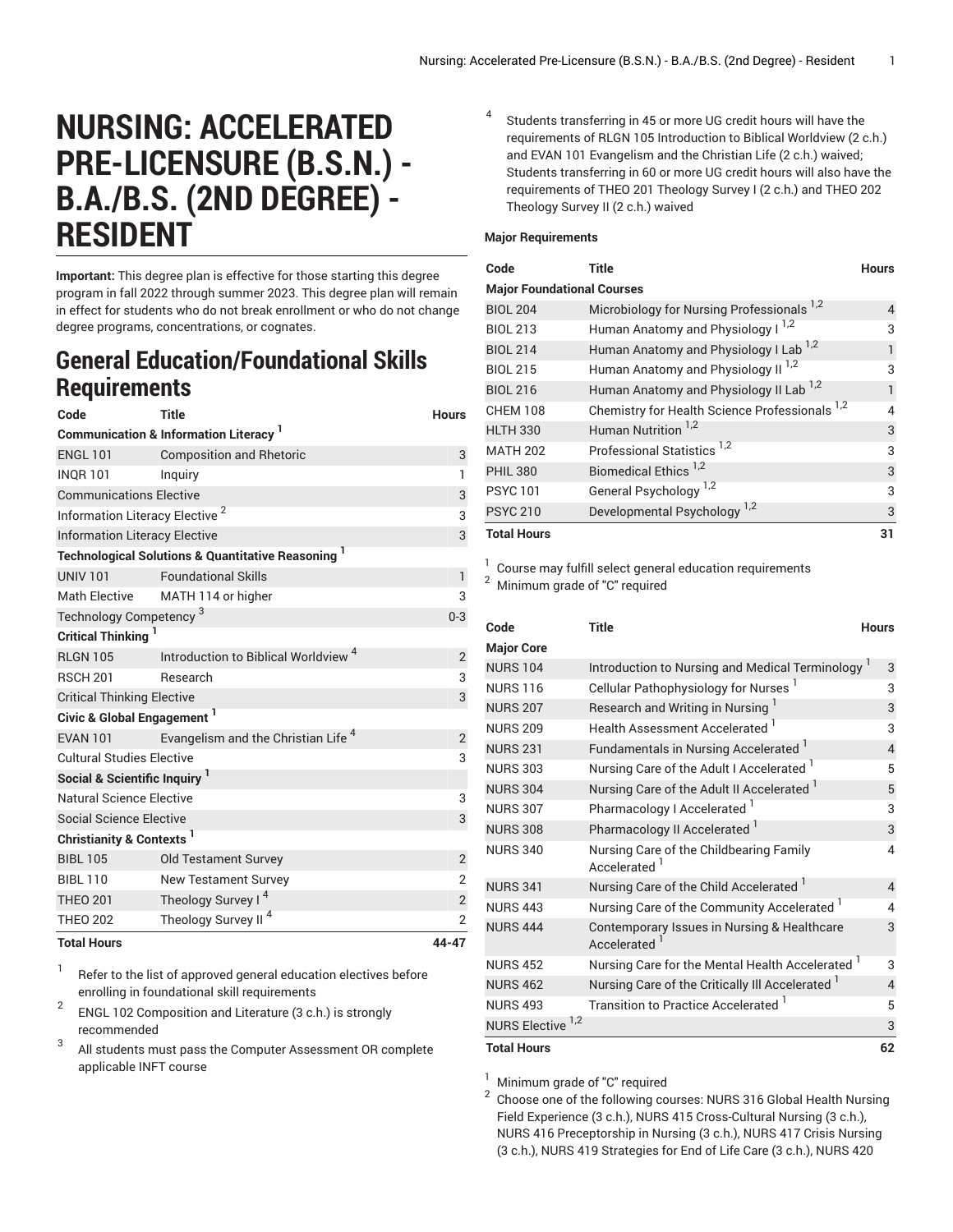# NURSING: ACCELERATED PRE-LICENSURE (B.S.N.) - B.A./B.S. (2ND DEGREE) - RESIDENT

**Important:** This degree plan is effective for those starting this degree program in fall 2022 through summer 2023. This degree plan will remain in effect for students who do not break enrollment or who do not change degree programs, concentrations, or cognates.

## General Education/Foundational Skills Requirements

| Code | Title | Hours |
|---|---|---|
| **Communication & Information Literacy** [1] | | |
| ENGL 101 | Composition and Rhetoric | 3 |
| INQR 101 | Inquiry | 1 |
| Communications Elective | | 3 |
| Information Literacy Elective [2] | | 3 |
| Information Literacy Elective | | 3 |
| **Technological Solutions & Quantitative Reasoning** [1] | | |
| UNIV 101 | Foundational Skills | 1 |
| Math Elective | MATH 114 or higher | 3 |
| Technology Competency [3] | | 0-3 |
| **Critical Thinking** [1] | | |
| RLGN 105 | Introduction to Biblical Worldview [4] | 2 |
| RSCH 201 | Research | 3 |
| Critical Thinking Elective | | 3 |
| **Civic & Global Engagement** [1] | | |
| EVAN 101 | Evangelism and the Christian Life [4] | 2 |
| Cultural Studies Elective | | 3 |
| **Social & Scientific Inquiry** [1] | | |
| Natural Science Elective | | 3 |
| Social Science Elective | | 3 |
| **Christianity & Contexts** [1] | | |
| BIBL 105 | Old Testament Survey | 2 |
| BIBL 110 | New Testament Survey | 2 |
| THEO 201 | Theology Survey I [4] | 2 |
| THEO 202 | Theology Survey II [4] | 2 |
| **Total Hours** | | **44-47** |

1. Refer to the list of approved general education electives before enrolling in foundational skill requirements
2. ENGL 102 Composition and Literature (3 c.h.) is strongly recommended
3. All students must pass the Computer Assessment OR complete applicable INFT course
4. Students transferring in 45 or more UG credit hours will have the requirements of RLGN 105 Introduction to Biblical Worldview (2 c.h.) and EVAN 101 Evangelism and the Christian Life (2 c.h.) waived; Students transferring in 60 or more UG credit hours will also have the requirements of THEO 201 Theology Survey I (2 c.h.) and THEO 202 Theology Survey II (2 c.h.) waived

**Major Requirements**

| Code | Title | Hours |
|---|---|---|
| **Major Foundational Courses** | | |
| BIOL 204 | Microbiology for Nursing Professionals [1,2] | 4 |
| BIOL 213 | Human Anatomy and Physiology I [1,2] | 3 |
| BIOL 214 | Human Anatomy and Physiology I Lab [1,2] | 1 |
| BIOL 215 | Human Anatomy and Physiology II [1,2] | 3 |
| BIOL 216 | Human Anatomy and Physiology II Lab [1,2] | 1 |
| CHEM 108 | Chemistry for Health Science Professionals [1,2] | 4 |
| HLTH 330 | Human Nutrition [1,2] | 3 |
| MATH 202 | Professional Statistics [1,2] | 3 |
| PHIL 380 | Biomedical Ethics [1,2] | 3 |
| PSYC 101 | General Psychology [1,2] | 3 |
| PSYC 210 | Developmental Psychology [1,2] | 3 |
| **Total Hours** | | **31** |

1. Course may fulfill select general education requirements
2. Minimum grade of "C" required

| Code | Title | Hours |
|---|---|---|
| **Major Core** | | |
| NURS 104 | Introduction to Nursing and Medical Terminology [1] | 3 |
| NURS 116 | Cellular Pathophysiology for Nurses [1] | 3 |
| NURS 207 | Research and Writing in Nursing [1] | 3 |
| NURS 209 | Health Assessment Accelerated [1] | 3 |
| NURS 231 | Fundamentals in Nursing Accelerated [1] | 4 |
| NURS 303 | Nursing Care of the Adult I Accelerated [1] | 5 |
| NURS 304 | Nursing Care of the Adult II Accelerated [1] | 5 |
| NURS 307 | Pharmacology I Accelerated [1] | 3 |
| NURS 308 | Pharmacology II Accelerated [1] | 3 |
| NURS 340 | Nursing Care of the Childbearing Family Accelerated [1] | 4 |
| NURS 341 | Nursing Care of the Child Accelerated [1] | 4 |
| NURS 443 | Nursing Care of the Community Accelerated [1] | 4 |
| NURS 444 | Contemporary Issues in Nursing & Healthcare Accelerated [1] | 3 |
| NURS 452 | Nursing Care for the Mental Health Accelerated [1] | 3 |
| NURS 462 | Nursing Care of the Critically Ill Accelerated [1] | 4 |
| NURS 493 | Transition to Practice Accelerated [1] | 5 |
| NURS Elective [1,2] | | 3 |
| **Total Hours** | | **62** |

1. Minimum grade of "C" required
2. Choose one of the following courses: NURS 316 Global Health Nursing Field Experience (3 c.h.), NURS 415 Cross-Cultural Nursing (3 c.h.), NURS 416 Preceptorship in Nursing (3 c.h.), NURS 417 Crisis Nursing (3 c.h.), NURS 419 Strategies for End of Life Care (3 c.h.), NURS 420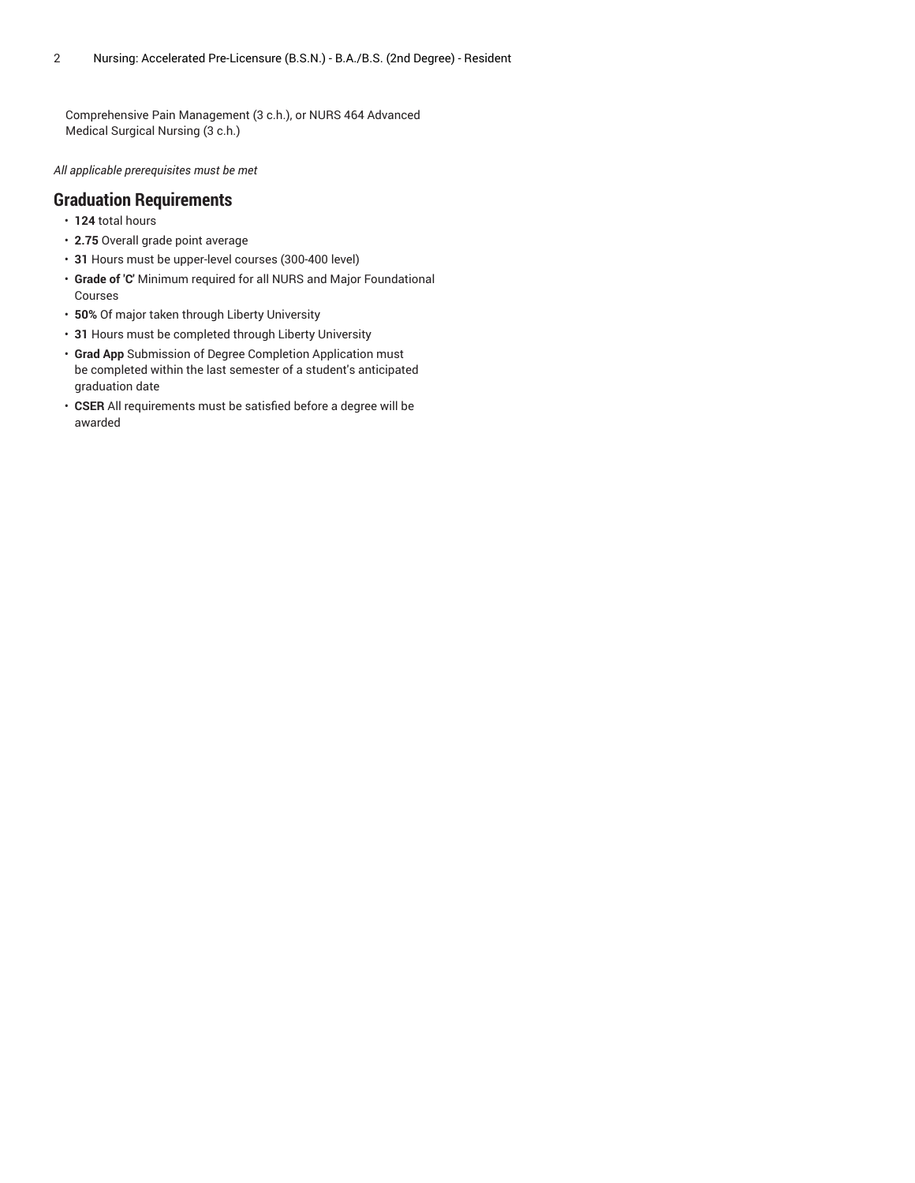Comprehensive Pain Management (3 c.h.), or NURS 464 Advanced Medical Surgical Nursing (3 c.h.)

*All applicable prerequisites must be met*

## Graduation Requirements

- **124** total hours
- **2.75** Overall grade point average
- **31** Hours must be upper-level courses (300-400 level)
- **Grade of 'C'** Minimum required for all NURS and Major Foundational Courses
- **50%** Of major taken through Liberty University
- **31** Hours must be completed through Liberty University
- **Grad App** Submission of Degree Completion Application must be completed within the last semester of a student's anticipated graduation date
- **CSER** All requirements must be satisfied before a degree will be awarded